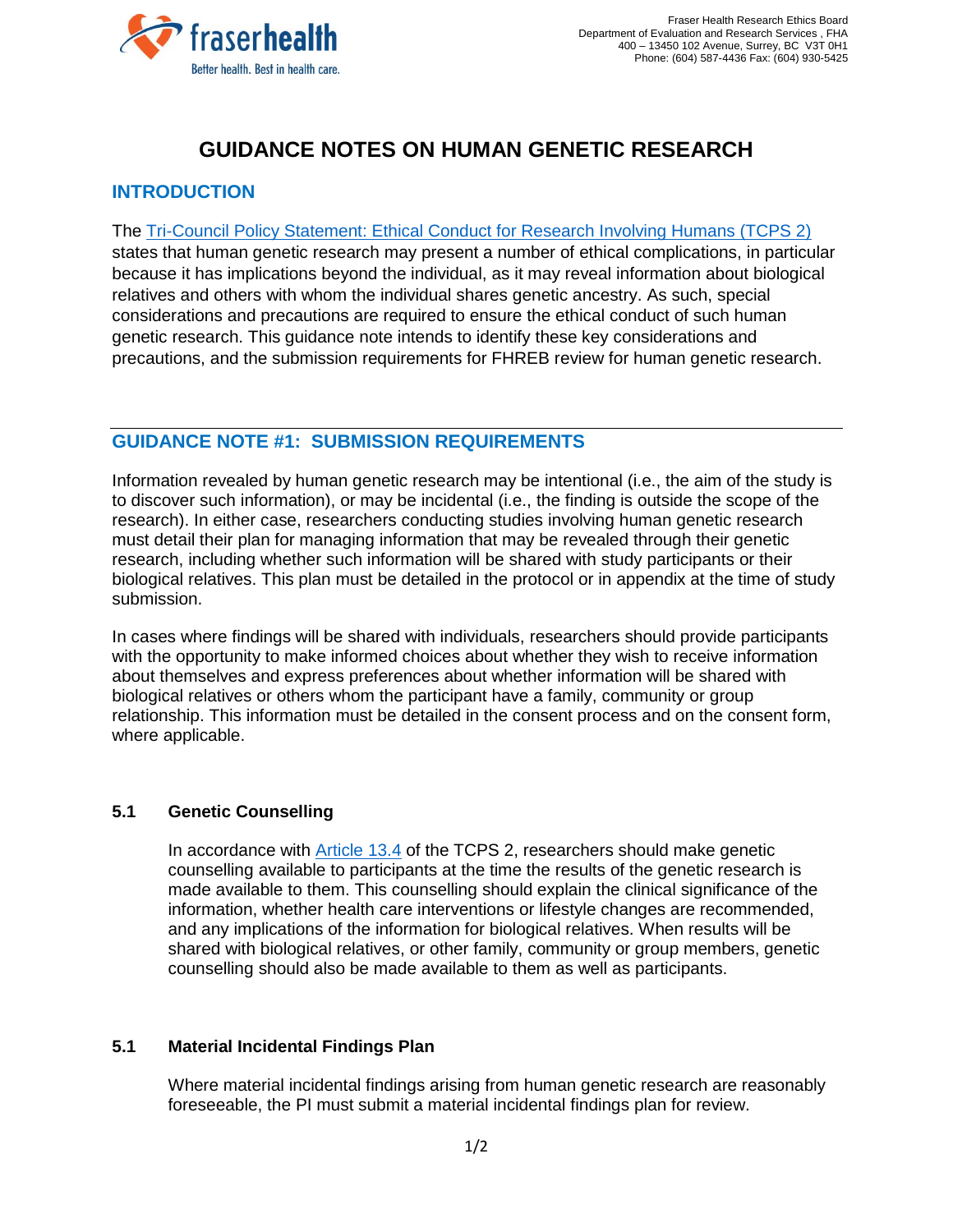Fraser Health Research Ethics Board
Department of Evaluation and Research Services , FHA
400 – 13450 102 Avenue, Surrey, BC V3T 0H1
Phone: (604) 587-4436 Fax: (604) 930-5425

# GUIDANCE NOTES ON HUMAN GENETIC RESEARCH

## INTRODUCTION

The Tri-Council Policy Statement: Ethical Conduct for Research Involving Humans (TCPS 2) states that human genetic research may present a number of ethical complications, in particular because it has implications beyond the individual, as it may reveal information about biological relatives and others with whom the individual shares genetic ancestry. As such, special considerations and precautions are required to ensure the ethical conduct of such human genetic research. This guidance note intends to identify these key considerations and precautions, and the submission requirements for FHREB review for human genetic research.

## GUIDANCE NOTE #1: SUBMISSION REQUIREMENTS

Information revealed by human genetic research may be intentional (i.e., the aim of the study is to discover such information), or may be incidental (i.e., the finding is outside the scope of the research). In either case, researchers conducting studies involving human genetic research must detail their plan for managing information that may be revealed through their genetic research, including whether such information will be shared with study participants or their biological relatives. This plan must be detailed in the protocol or in appendix at the time of study submission.

In cases where findings will be shared with individuals, researchers should provide participants with the opportunity to make informed choices about whether they wish to receive information about themselves and express preferences about whether information will be shared with biological relatives or others whom the participant have a family, community or group relationship. This information must be detailed in the consent process and on the consent form, where applicable.

### 5.1 Genetic Counselling

In accordance with Article 13.4 of the TCPS 2, researchers should make genetic counselling available to participants at the time the results of the genetic research is made available to them. This counselling should explain the clinical significance of the information, whether health care interventions or lifestyle changes are recommended, and any implications of the information for biological relatives. When results will be shared with biological relatives, or other family, community or group members, genetic counselling should also be made available to them as well as participants.

### 5.1 Material Incidental Findings Plan

Where material incidental findings arising from human genetic research are reasonably foreseeable, the PI must submit a material incidental findings plan for review.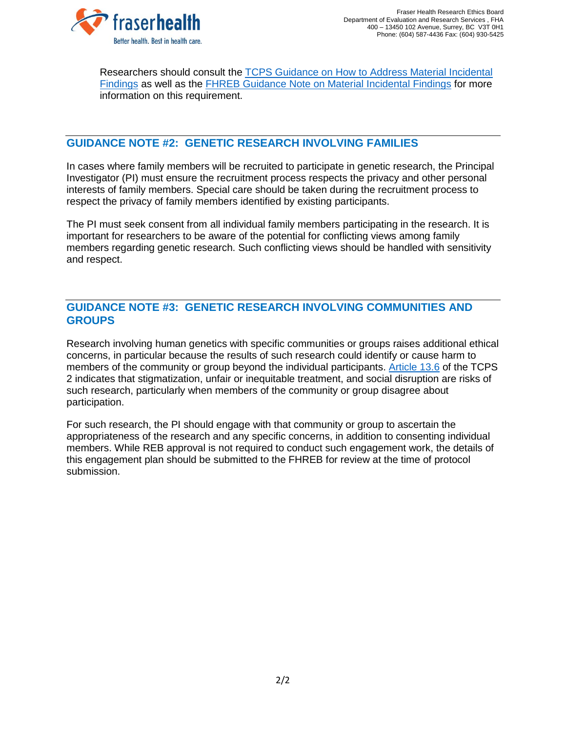Researchers should consult the TCPS Guidance on How to Address Material Incidental Findings as well as the FHREB Guidance Note on Material Incidental Findings for more information on this requirement.

## GUIDANCE NOTE #2: GENETIC RESEARCH INVOLVING FAMILIES

In cases where family members will be recruited to participate in genetic research, the Principal Investigator (PI) must ensure the recruitment process respects the privacy and other personal interests of family members. Special care should be taken during the recruitment process to respect the privacy of family members identified by existing participants.

The PI must seek consent from all individual family members participating in the research. It is important for researchers to be aware of the potential for conflicting views among family members regarding genetic research. Such conflicting views should be handled with sensitivity and respect.

## GUIDANCE NOTE #3: GENETIC RESEARCH INVOLVING COMMUNITIES AND GROUPS

Research involving human genetics with specific communities or groups raises additional ethical concerns, in particular because the results of such research could identify or cause harm to members of the community or group beyond the individual participants. Article 13.6 of the TCPS 2 indicates that stigmatization, unfair or inequitable treatment, and social disruption are risks of such research, particularly when members of the community or group disagree about participation.

For such research, the PI should engage with that community or group to ascertain the appropriateness of the research and any specific concerns, in addition to consenting individual members. While REB approval is not required to conduct such engagement work, the details of this engagement plan should be submitted to the FHREB for review at the time of protocol submission.